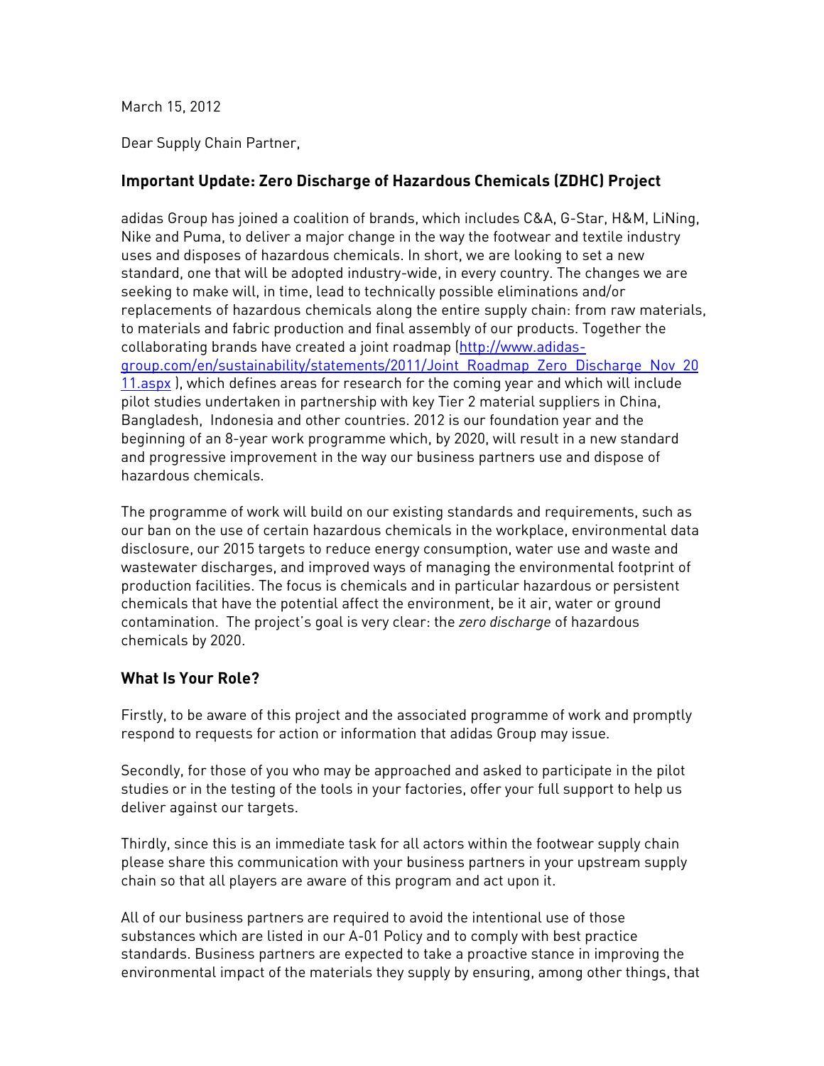March 15, 2012

Dear Supply Chain Partner,

## Important Update: Zero Discharge of Hazardous Chemicals (ZDHC) Project

adidas Group has joined a coalition of brands, which includes C&A, G-Star, H&M, LiNing, Nike and Puma, to deliver a major change in the way the footwear and textile industry uses and disposes of hazardous chemicals. In short, we are looking to set a new standard, one that will be adopted industry-wide, in every country. The changes we are seeking to make will, in time, lead to technically possible eliminations and/or replacements of hazardous chemicals along the entire supply chain: from raw materials, to materials and fabric production and final assembly of our products. Together the collaborating brands have created a joint roadmap (http://www.adidas-group.com/en/sustainability/statements/2011/Joint_Roadmap_Zero_Discharge_Nov_2011.aspx ), which defines areas for research for the coming year and which will include pilot studies undertaken in partnership with key Tier 2 material suppliers in China, Bangladesh, Indonesia and other countries. 2012 is our foundation year and the beginning of an 8-year work programme which, by 2020, will result in a new standard and progressive improvement in the way our business partners use and dispose of hazardous chemicals.

The programme of work will build on our existing standards and requirements, such as our ban on the use of certain hazardous chemicals in the workplace, environmental data disclosure, our 2015 targets to reduce energy consumption, water use and waste and wastewater discharges, and improved ways of managing the environmental footprint of production facilities. The focus is chemicals and in particular hazardous or persistent chemicals that have the potential affect the environment, be it air, water or ground contamination. The project's goal is very clear: the *zero discharge* of hazardous chemicals by 2020.

## What Is Your Role?

Firstly, to be aware of this project and the associated programme of work and promptly respond to requests for action or information that adidas Group may issue.

Secondly, for those of you who may be approached and asked to participate in the pilot studies or in the testing of the tools in your factories, offer your full support to help us deliver against our targets.

Thirdly, since this is an immediate task for all actors within the footwear supply chain please share this communication with your business partners in your upstream supply chain so that all players are aware of this program and act upon it.

All of our business partners are required to avoid the intentional use of those substances which are listed in our A-01 Policy and to comply with best practice standards. Business partners are expected to take a proactive stance in improving the environmental impact of the materials they supply by ensuring, among other things, that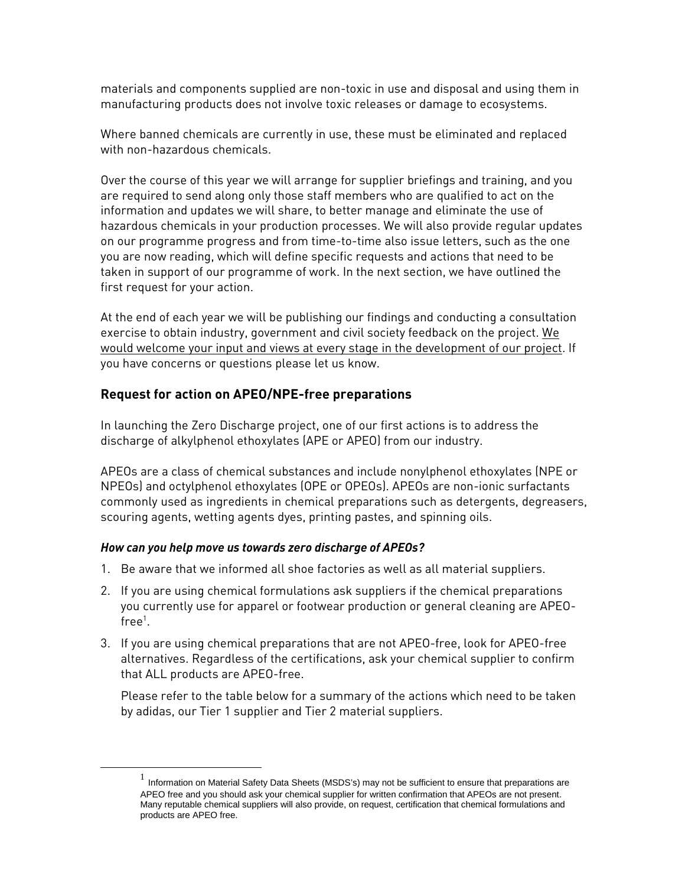materials and components supplied are non-toxic in use and disposal and using them in manufacturing products does not involve toxic releases or damage to ecosystems.

Where banned chemicals are currently in use, these must be eliminated and replaced with non-hazardous chemicals.

Over the course of this year we will arrange for supplier briefings and training, and you are required to send along only those staff members who are qualified to act on the information and updates we will share, to better manage and eliminate the use of hazardous chemicals in your production processes. We will also provide regular updates on our programme progress and from time-to-time also issue letters, such as the one you are now reading, which will define specific requests and actions that need to be taken in support of our programme of work. In the next section, we have outlined the first request for your action.

At the end of each year we will be publishing our findings and conducting a consultation exercise to obtain industry, government and civil society feedback on the project. We would welcome your input and views at every stage in the development of our project. If you have concerns or questions please let us know.

## Request for action on APEO/NPE-free preparations

In launching the Zero Discharge project, one of our first actions is to address the discharge of alkylphenol ethoxylates (APE or APEO) from our industry.

APEOs are a class of chemical substances and include nonylphenol ethoxylates (NPE or NPEOs) and octylphenol ethoxylates (OPE or OPEOs). APEOs are non-ionic surfactants commonly used as ingredients in chemical preparations such as detergents, degreasers, scouring agents, wetting agents dyes, printing pastes, and spinning oils.

### *How can you help move us towards zero discharge of APEOs?*

1. Be aware that we informed all shoe factories as well as all material suppliers.
2. If you are using chemical formulations ask suppliers if the chemical preparations you currently use for apparel or footwear production or general cleaning are APEO-free[1].
3. If you are using chemical preparations that are not APEO-free, look for APEO-free alternatives. Regardless of the certifications, ask your chemical supplier to confirm that ALL products are APEO-free.

   Please refer to the table below for a summary of the actions which need to be taken by adidas, our Tier 1 supplier and Tier 2 material suppliers.

[1] Information on Material Safety Data Sheets (MSDS's) may not be sufficient to ensure that preparations are APEO free and you should ask your chemical supplier for written confirmation that APEOs are not present. Many reputable chemical suppliers will also provide, on request, certification that chemical formulations and products are APEO free.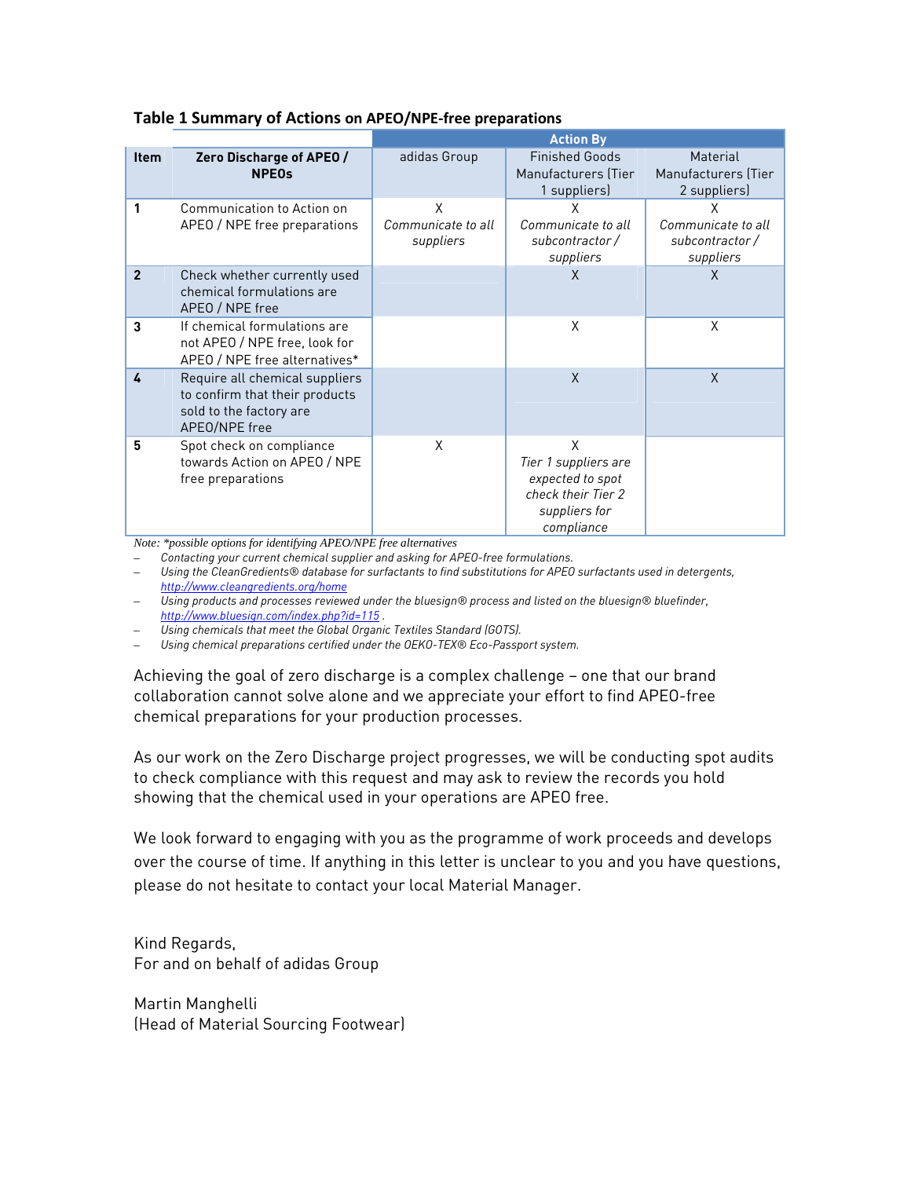**Table 1 Summary of Actions on APEO/NPE-free preparations**

| Item | Zero Discharge of APEO / NPEOs | Action By | | |
|---|---|---|---|---|
| | | adidas Group | Finished Goods Manufacturers (Tier 1 suppliers) | Material Manufacturers (Tier 2 suppliers) |
| 1 | Communication to Action on APEO / NPE free preparations | X *Communicate to all suppliers* | X *Communicate to all subcontractor / suppliers* | X *Communicate to all subcontractor / suppliers* |
| 2 | Check whether currently used chemical formulations are APEO / NPE free | | X | X |
| 3 | If chemical formulations are not APEO / NPE free, look for APEO / NPE free alternatives* | | X | X |
| 4 | Require all chemical suppliers to confirm that their products sold to the factory are APEO/NPE free | | X | X |
| 5 | Spot check on compliance towards Action on APEO / NPE free preparations | X | X *Tier 1 suppliers are expected to spot check their Tier 2 suppliers for compliance* | |

*Note: *possible options for identifying APEO/NPE free alternatives*

- *Contacting your current chemical supplier and asking for APEO-free formulations.*
- *Using the CleanGredients® database for surfactants to find substitutions for APEO surfactants used in detergents,* [http://www.cleangredients.org/home](http://www.cleangredients.org/home)
- *Using products and processes reviewed under the bluesign® process and listed on the bluesign® bluefinder,* [http://www.bluesign.com/index.php?id=115](http://www.bluesign.com/index.php?id=115) *.*
- *Using chemicals that meet the Global Organic Textiles Standard (GOTS).*
- *Using chemical preparations certified under the OEKO-TEX® Eco-Passport system.*

Achieving the goal of zero discharge is a complex challenge – one that our brand collaboration cannot solve alone and we appreciate your effort to find APEO-free chemical preparations for your production processes.

As our work on the Zero Discharge project progresses, we will be conducting spot audits to check compliance with this request and may ask to review the records you hold showing that the chemical used in your operations are APEO free.

We look forward to engaging with you as the programme of work proceeds and develops over the course of time. If anything in this letter is unclear to you and you have questions, please do not hesitate to contact your local Material Manager.

Kind Regards,
For and on behalf of adidas Group

Martin Manghelli
(Head of Material Sourcing Footwear)